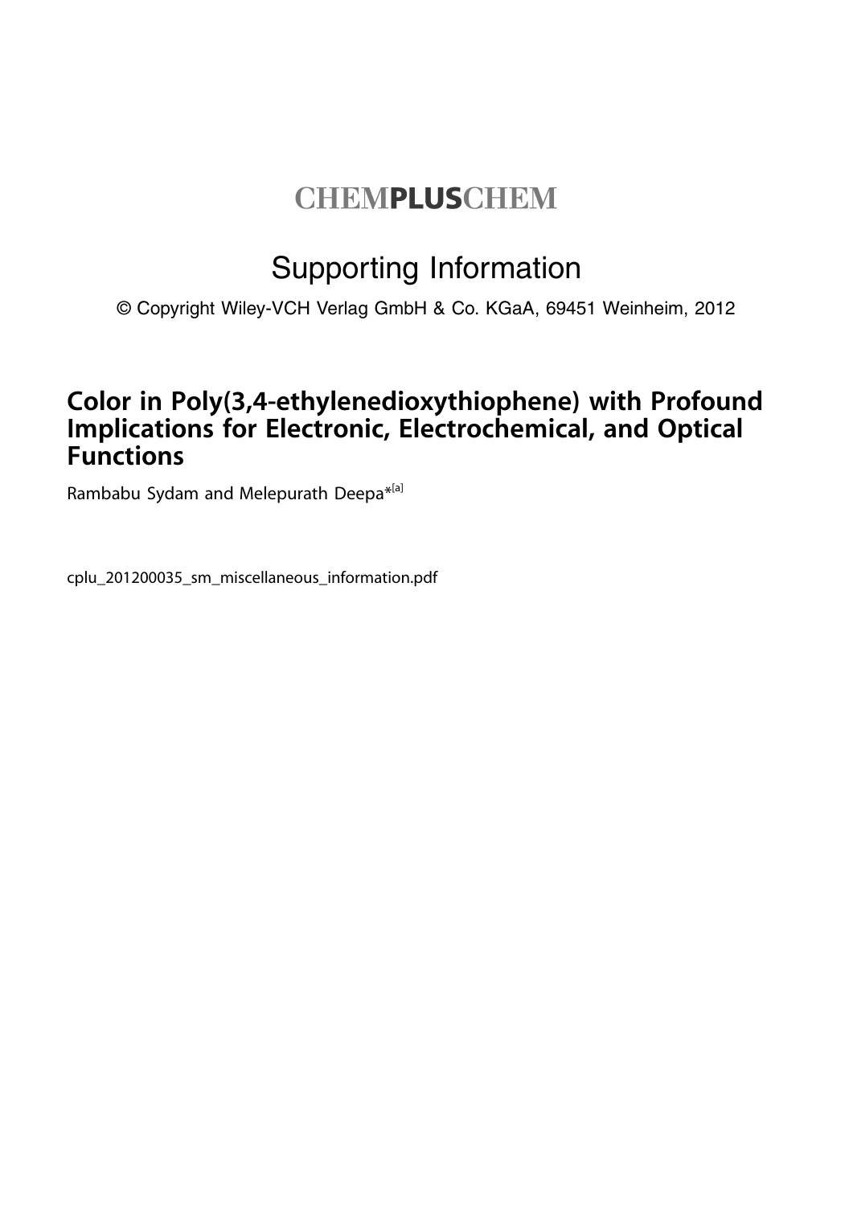# CHEMPLUSCHEM

## Supporting Information

© Copyright Wiley-VCH Verlag GmbH & Co. KGaA, 69451 Weinheim, 2012

## Color in Poly(3,4-ethylenedioxythiophene) with Profound Implications for Electronic, Electrochemical, and Optical Functions

Rambabu Sydam and Melepurath Deepa*[a]

cplu_201200035_sm_miscellaneous_information.pdf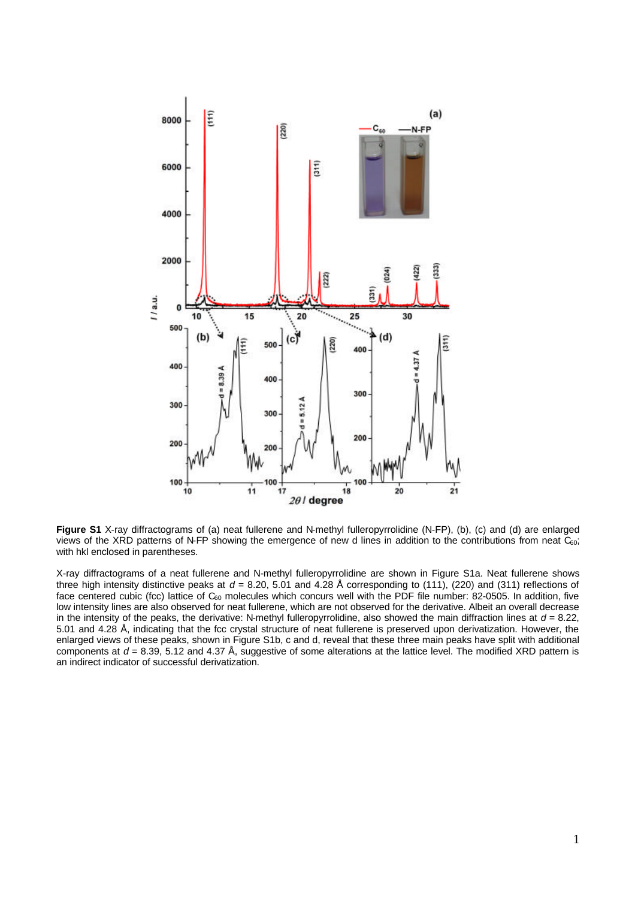**Figure S1** X-ray diffractograms of (a) neat fullerene and N-methyl fulleropyrrolidine (N-FP), (b), (c) and (d) are enlarged views of the XRD patterns of N-FP showing the emergence of new d lines in addition to the contributions from neat $C_{60}$; with hkl enclosed in parentheses.

X-ray diffractograms of a neat fullerene and N-methyl fulleropyrrolidine are shown in Figure S1a. Neat fullerene shows three high intensity distinctive peaks at $d$ = 8.20, 5.01 and 4.28 Å corresponding to (111), (220) and (311) reflections of face centered cubic (fcc) lattice of $C_{60}$ molecules which concurs well with the PDF file number: 82-0505. In addition, five low intensity lines are also observed for neat fullerene, which are not observed for the derivative. Albeit an overall decrease in the intensity of the peaks, the derivative: N-methyl fulleropyrrolidine, also showed the main diffraction lines at $d$ = 8.22, 5.01 and 4.28 Å, indicating that the fcc crystal structure of neat fullerene is preserved upon derivatization. However, the enlarged views of these peaks, shown in Figure S1b, c and d, reveal that these three main peaks have split with additional components at $d$ = 8.39, 5.12 and 4.37 Å, suggestive of some alterations at the lattice level. The modified XRD pattern is an indirect indicator of successful derivatization.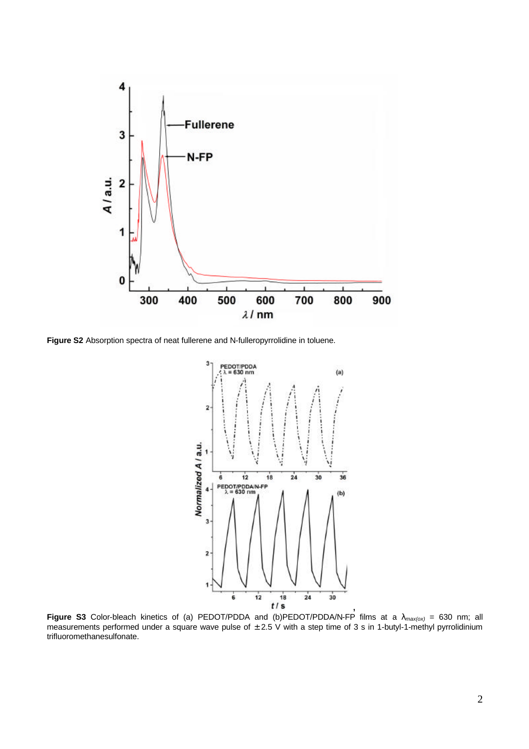**Figure S2** Absorption spectra of neat fullerene and N-fulleropyrrolidine in toluene.

**Figure S3** Color-bleach kinetics of (a) PEDOT/PDDA and (b)PEDOT/PDDA/N-FP films at a $\lambda_{max(ox)}$ = 630 nm; all measurements performed under a square wave pulse of ±2.5 V with a step time of 3 s in 1-butyl-1-methyl pyrrolidinium trifluoromethanesulfonate.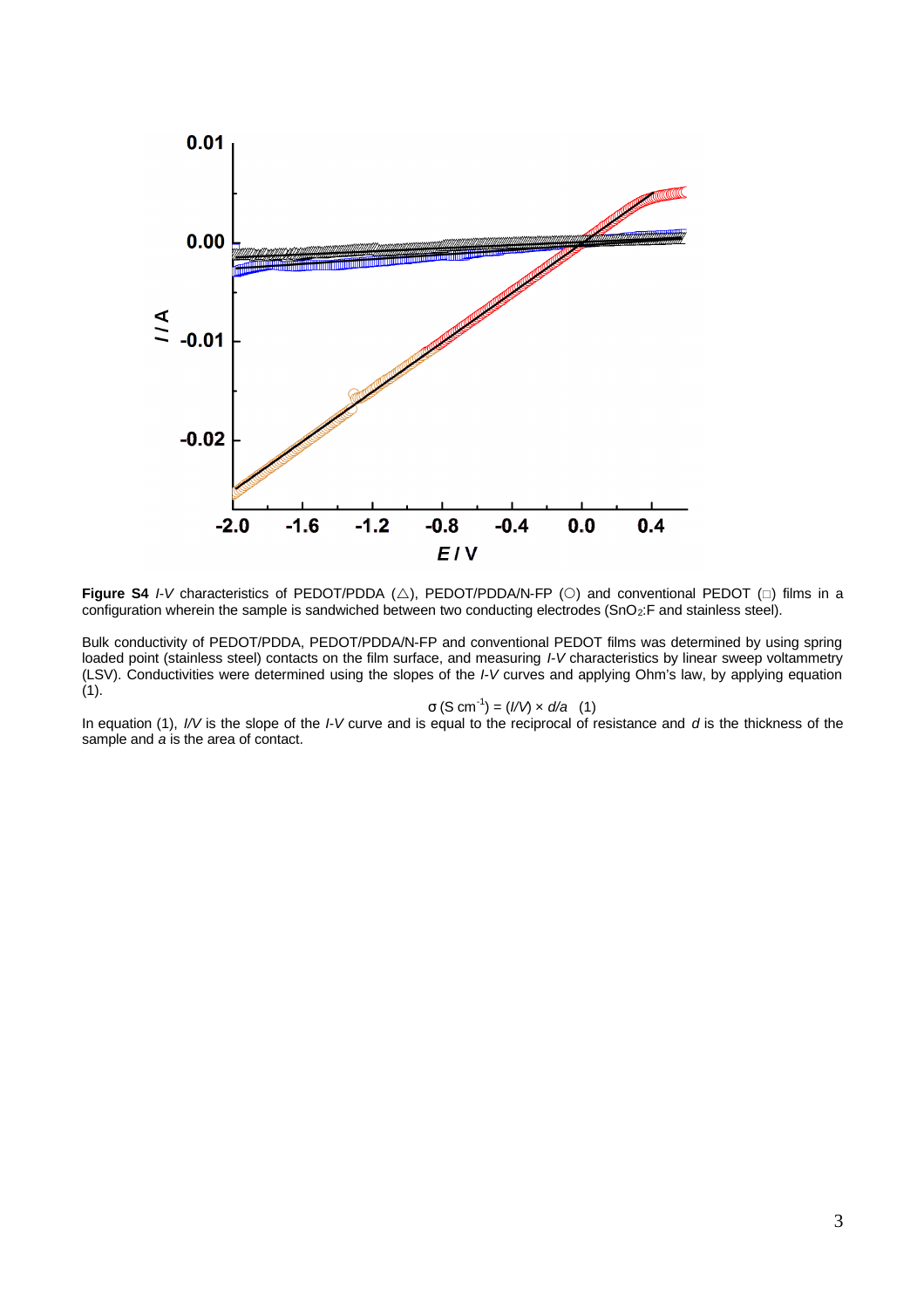**Figure S4** *I-V* characteristics of PEDOT/PDDA (△), PEDOT/PDDA/N-FP (○) and conventional PEDOT (□) films in a configuration wherein the sample is sandwiched between two conducting electrodes ($SnO_2$:F and stainless steel).

Bulk conductivity of PEDOT/PDDA, PEDOT/PDDA/N-FP and conventional PEDOT films was determined by using spring loaded point (stainless steel) contacts on the film surface, and measuring *I-V* characteristics by linear sweep voltammetry (LSV). Conductivities were determined using the slopes of the *I-V* curves and applying Ohm's law, by applying equation (1).

$$\sigma \text{ (S cm}^{-1}\text{)} = (I/V) \times d/a \quad (1)$$

In equation (1), $I/V$ is the slope of the *I-V* curve and is equal to the reciprocal of resistance and $d$ is the thickness of the sample and $a$ is the area of contact.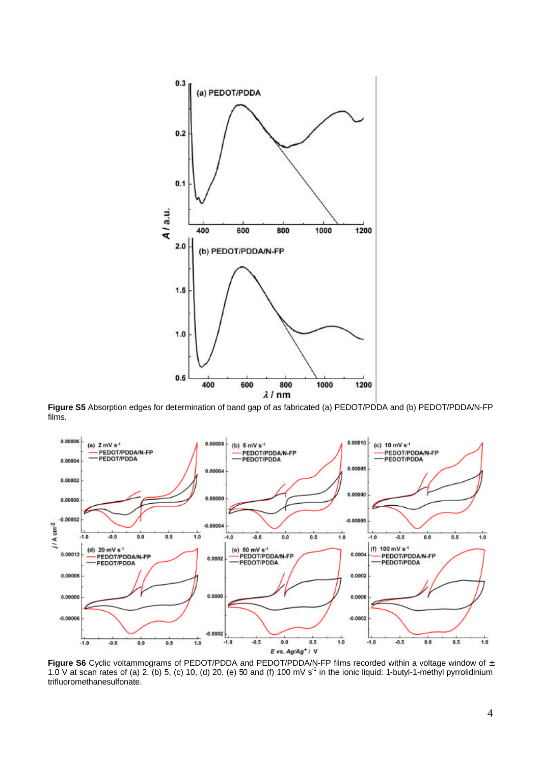**Figure S5** Absorption edges for determination of band gap of as fabricated (a) PEDOT/PDDA and (b) PEDOT/PDDA/N-FP films.

**Figure S6** Cyclic voltammograms of PEDOT/PDDA and PEDOT/PDDA/N-FP films recorded within a voltage window of ± 1.0 V at scan rates of (a) 2, (b) 5, (c) 10, (d) 20, (e) 50 and (f) 100 mV $s^{-1}$ in the ionic liquid: 1-butyl-1-methyl pyrrolidinium trifluoromethanesulfonate.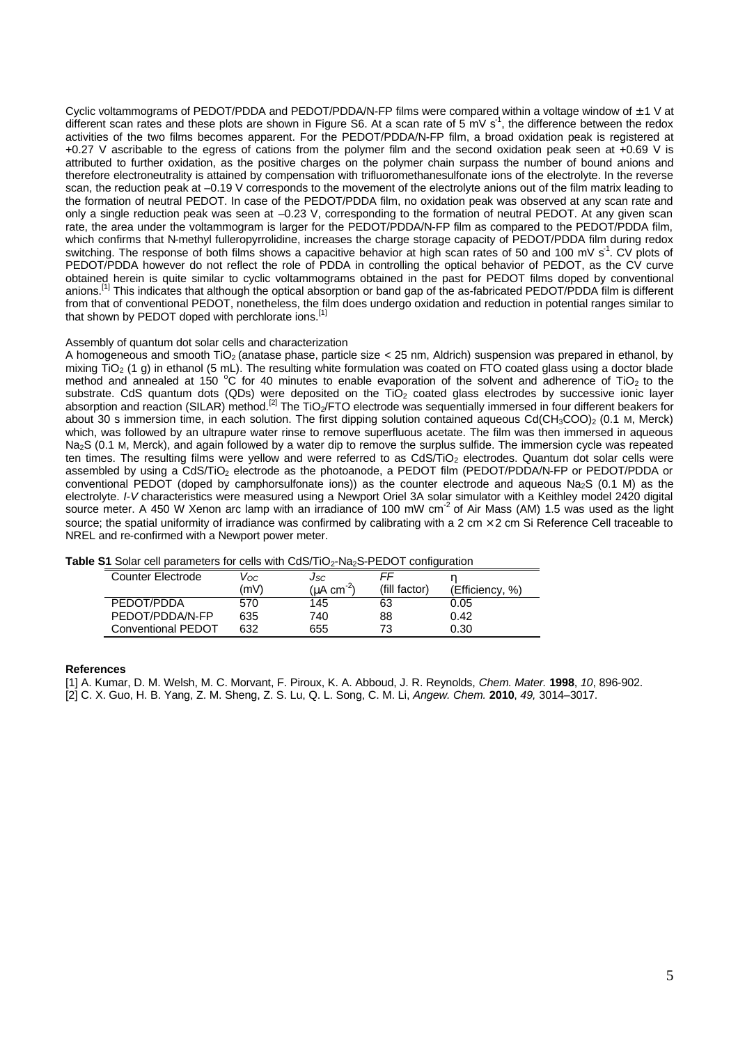Cyclic voltammograms of PEDOT/PDDA and PEDOT/PDDA/N-FP films were compared within a voltage window of ± 1 V at different scan rates and these plots are shown in Figure S6. At a scan rate of 5 mV $s^{-1}$, the difference between the redox activities of the two films becomes apparent. For the PEDOT/PDDA/N-FP film, a broad oxidation peak is registered at +0.27 V ascribable to the egress of cations from the polymer film and the second oxidation peak seen at +0.69 V is attributed to further oxidation, as the positive charges on the polymer chain surpass the number of bound anions and therefore electroneutrality is attained by compensation with trifluoromethanesulfonate ions of the electrolyte. In the reverse scan, the reduction peak at –0.19 V corresponds to the movement of the electrolyte anions out of the film matrix leading to the formation of neutral PEDOT. In case of the PEDOT/PDDA film, no oxidation peak was observed at any scan rate and only a single reduction peak was seen at –0.23 V, corresponding to the formation of neutral PEDOT. At any given scan rate, the area under the voltammogram is larger for the PEDOT/PDDA/N-FP film as compared to the PEDOT/PDDA film, which confirms that N-methyl fulleropyrrolidine, increases the charge storage capacity of PEDOT/PDDA film during redox switching. The response of both films shows a capacitive behavior at high scan rates of 50 and 100 mV $s^{-1}$. CV plots of PEDOT/PDDA however do not reflect the role of PDDA in controlling the optical behavior of PEDOT, as the CV curve obtained herein is quite similar to cyclic voltammograms obtained in the past for PEDOT films doped by conventional anions.[1] This indicates that although the optical absorption or band gap of the as-fabricated PEDOT/PDDA film is different from that of conventional PEDOT, nonetheless, the film does undergo oxidation and reduction in potential ranges similar to that shown by PEDOT doped with perchlorate ions.[1]

Assembly of quantum dot solar cells and characterization

A homogeneous and smooth $TiO_2$ (anatase phase, particle size < 25 nm, Aldrich) suspension was prepared in ethanol, by mixing $TiO_2$ (1 g) in ethanol (5 mL). The resulting white formulation was coated on FTO coated glass using a doctor blade method and annealed at 150 °C for 40 minutes to enable evaporation of the solvent and adherence of $TiO_2$ to the substrate. CdS quantum dots (QDs) were deposited on the $TiO_2$ coated glass electrodes by successive ionic layer absorption and reaction (SILAR) method.[2] The $TiO_2$/FTO electrode was sequentially immersed in four different beakers for about 30 s immersion time, in each solution. The first dipping solution contained aqueous $Cd(CH_3COO)_2$ (0.1 M, Merck) which, was followed by an ultrapure water rinse to remove superfluous acetate. The film was then immersed in aqueous $Na_2S$ (0.1 M, Merck), and again followed by a water dip to remove the surplus sulfide. The immersion cycle was repeated ten times. The resulting films were yellow and were referred to as CdS/$TiO_2$ electrodes. Quantum dot solar cells were assembled by using a CdS/$TiO_2$ electrode as the photoanode, a PEDOT film (PEDOT/PDDA/N-FP or PEDOT/PDDA or conventional PEDOT (doped by camphorsulfonate ions)) as the counter electrode and aqueous $Na_2S$ (0.1 M) as the electrolyte. *I-V* characteristics were measured using a Newport Oriel 3A solar simulator with a Keithley model 2420 digital source meter. A 450 W Xenon arc lamp with an irradiance of 100 mW $cm^{-2}$ of Air Mass (AM) 1.5 was used as the light source; the spatial uniformity of irradiance was confirmed by calibrating with a 2 cm × 2 cm Si Reference Cell traceable to NREL and re-confirmed with a Newport power meter.

**Table S1** Solar cell parameters for cells with CdS/$TiO_2$-$Na_2$S-PEDOT configuration

| Counter Electrode | $V_{OC}$ (mV) | $J_{SC}$ (μA $cm^{-2}$) | *FF* (fill factor) | η (Efficiency, %) |
|---|---|---|---|---|
| PEDOT/PDDA | 570 | 145 | 63 | 0.05 |
| PEDOT/PDDA/N-FP | 635 | 740 | 88 | 0.42 |
| Conventional PEDOT | 632 | 655 | 73 | 0.30 |

**References**

[1] A. Kumar, D. M. Welsh, M. C. Morvant, F. Piroux, K. A. Abboud, J. R. Reynolds, *Chem. Mater.* **1998**, *10*, 896-902.

[2] C. X. Guo, H. B. Yang, Z. M. Sheng, Z. S. Lu, Q. L. Song, C. M. Li, *Angew. Chem.* **2010**, *49,* 3014–3017.